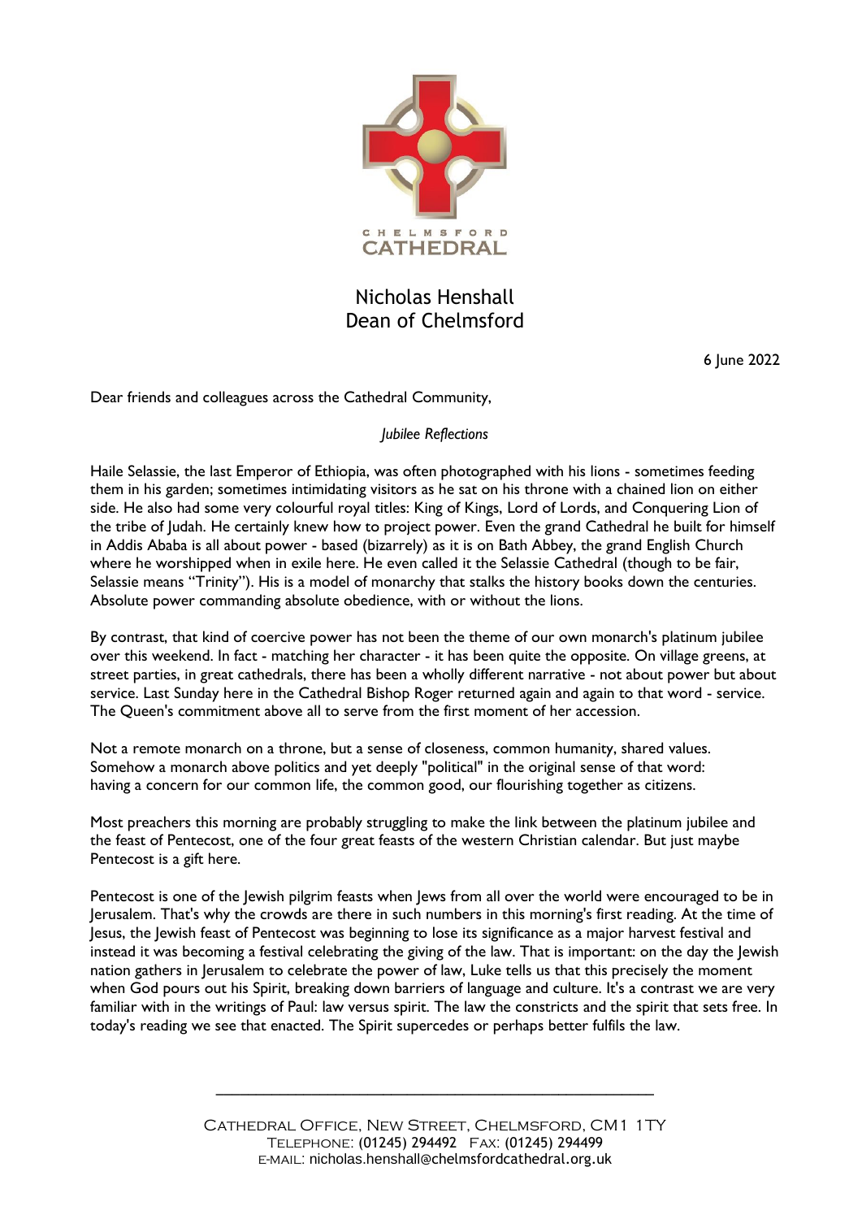CHELMSFORD CATHEDRAL

Nicholas Henshall
Dean of Chelmsford

6 June 2022

Dear friends and colleagues across the Cathedral Community,

*Jubilee Reflections*

Haile Selassie, the last Emperor of Ethiopia, was often photographed with his lions - sometimes feeding them in his garden; sometimes intimidating visitors as he sat on his throne with a chained lion on either side. He also had some very colourful royal titles: King of Kings, Lord of Lords, and Conquering Lion of the tribe of Judah. He certainly knew how to project power. Even the grand Cathedral he built for himself in Addis Ababa is all about power - based (bizarrely) as it is on Bath Abbey, the grand English Church where he worshipped when in exile here. He even called it the Selassie Cathedral (though to be fair, Selassie means "Trinity"). His is a model of monarchy that stalks the history books down the centuries. Absolute power commanding absolute obedience, with or without the lions.

By contrast, that kind of coercive power has not been the theme of our own monarch's platinum jubilee over this weekend. In fact - matching her character - it has been quite the opposite. On village greens, at street parties, in great cathedrals, there has been a wholly different narrative - not about power but about service. Last Sunday here in the Cathedral Bishop Roger returned again and again to that word - service. The Queen's commitment above all to serve from the first moment of her accession.

Not a remote monarch on a throne, but a sense of closeness, common humanity, shared values. Somehow a monarch above politics and yet deeply "political" in the original sense of that word: having a concern for our common life, the common good, our flourishing together as citizens.

Most preachers this morning are probably struggling to make the link between the platinum jubilee and the feast of Pentecost, one of the four great feasts of the western Christian calendar. But just maybe Pentecost is a gift here.

Pentecost is one of the Jewish pilgrim feasts when Jews from all over the world were encouraged to be in Jerusalem. That's why the crowds are there in such numbers in this morning's first reading. At the time of Jesus, the Jewish feast of Pentecost was beginning to lose its significance as a major harvest festival and instead it was becoming a festival celebrating the giving of the law. That is important: on the day the Jewish nation gathers in Jerusalem to celebrate the power of law, Luke tells us that this precisely the moment when God pours out his Spirit, breaking down barriers of language and culture. It's a contrast we are very familiar with in the writings of Paul: law versus spirit. The law the constricts and the spirit that sets free. In today's reading we see that enacted. The Spirit supercedes or perhaps better fulfils the law.

Cathedral Office, New Street, Chelmsford, CM1 1TY
Telephone: (01245) 294492 Fax: (01245) 294499
E-mail: nicholas.henshall@chelmsfordcathedral.org.uk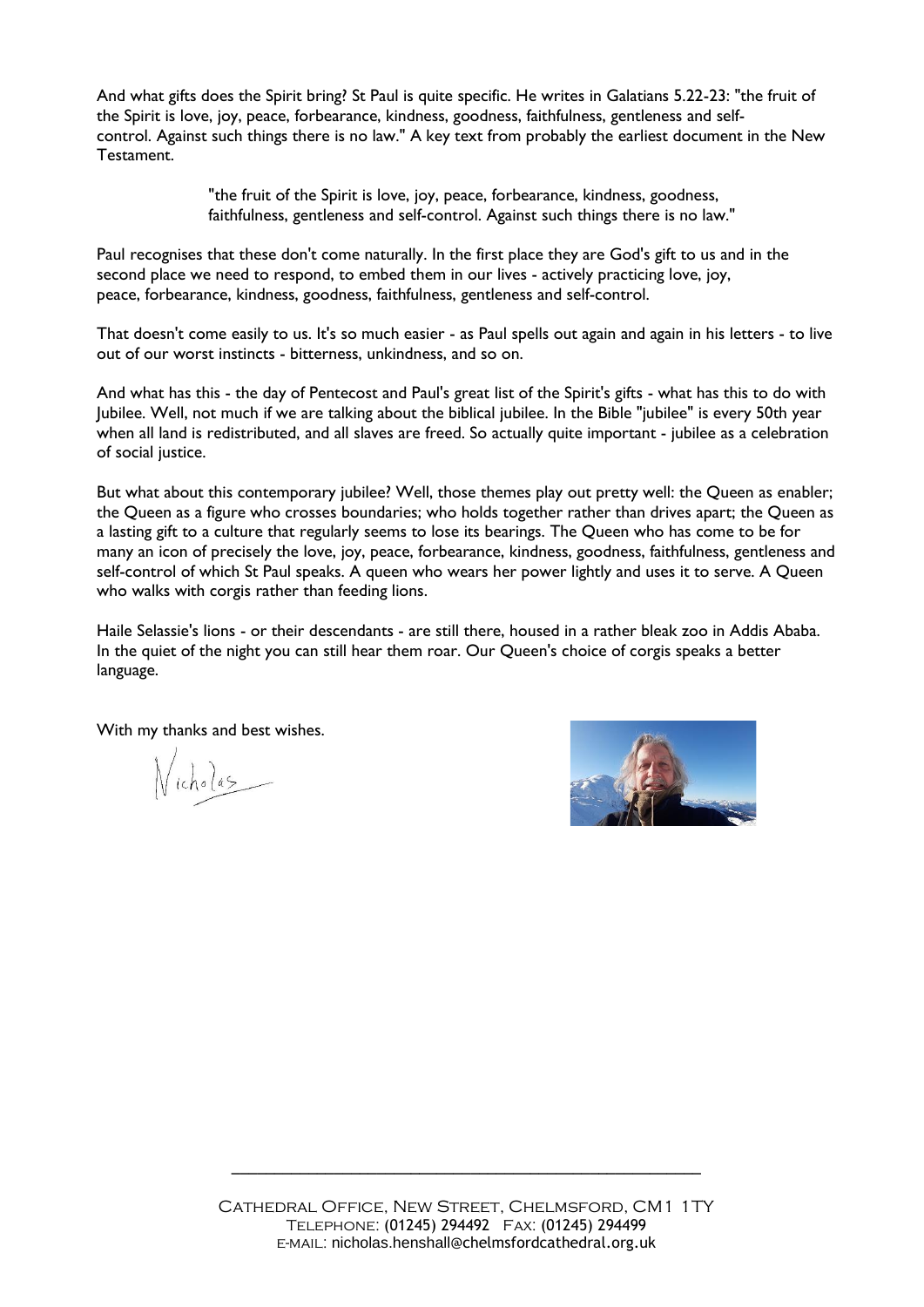And what gifts does the Spirit bring? St Paul is quite specific. He writes in Galatians 5.22-23: "the fruit of the Spirit is love, joy, peace, forbearance, kindness, goodness, faithfulness, gentleness and self-control. Against such things there is no law." A key text from probably the earliest document in the New Testament.

> "the fruit of the Spirit is love, joy, peace, forbearance, kindness, goodness, faithfulness, gentleness and self-control. Against such things there is no law."

Paul recognises that these don't come naturally. In the first place they are God's gift to us and in the second place we need to respond, to embed them in our lives - actively practicing love, joy, peace, forbearance, kindness, goodness, faithfulness, gentleness and self-control.

That doesn't come easily to us. It's so much easier - as Paul spells out again and again in his letters - to live out of our worst instincts - bitterness, unkindness, and so on.

And what has this - the day of Pentecost and Paul's great list of the Spirit's gifts - what has this to do with Jubilee. Well, not much if we are talking about the biblical jubilee. In the Bible "jubilee" is every 50th year when all land is redistributed, and all slaves are freed. So actually quite important - jubilee as a celebration of social justice.

But what about this contemporary jubilee? Well, those themes play out pretty well: the Queen as enabler; the Queen as a figure who crosses boundaries; who holds together rather than drives apart; the Queen as a lasting gift to a culture that regularly seems to lose its bearings. The Queen who has come to be for many an icon of precisely the love, joy, peace, forbearance, kindness, goodness, faithfulness, gentleness and self-control of which St Paul speaks. A queen who wears her power lightly and uses it to serve. A Queen who walks with corgis rather than feeding lions.

Haile Selassie's lions - or their descendants - are still there, housed in a rather bleak zoo in Addis Ababa. In the quiet of the night you can still hear them roar. Our Queen's choice of corgis speaks a better language.

With my thanks and best wishes.

Nicholas

Cathedral Office, New Street, Chelmsford, CM1 1TY
Telephone: (01245) 294492 Fax: (01245) 294499
E-mail: nicholas.henshall@chelmsfordcathedral.org.uk